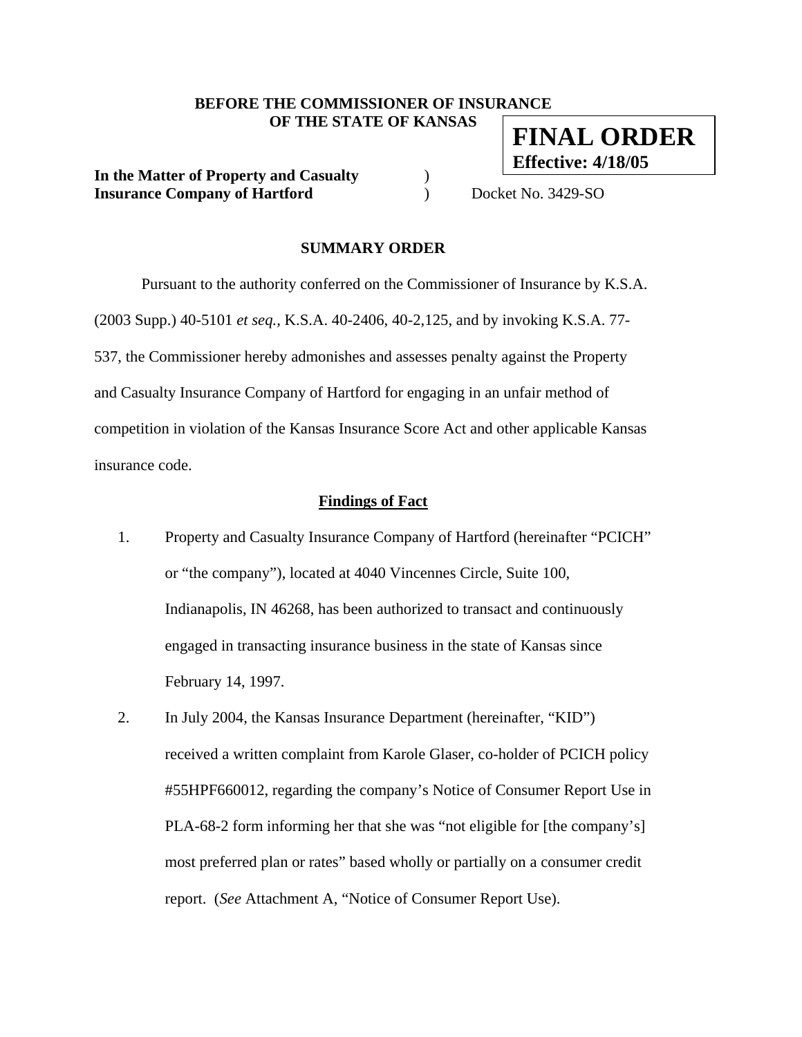**BEFORE THE COMMISSIONER OF INSURANCE OF THE STATE OF KANSAS**

**FINAL ORDER**
**Effective: 4/18/05**

**In the Matter of Property and Casualty Insurance Company of Hartford** ) ) Docket No. 3429-SO

## SUMMARY ORDER

Pursuant to the authority conferred on the Commissioner of Insurance by K.S.A. (2003 Supp.) 40-5101 *et seq.*, K.S.A. 40-2406, 40-2,125, and by invoking K.S.A. 77-537, the Commissioner hereby admonishes and assesses penalty against the Property and Casualty Insurance Company of Hartford for engaging in an unfair method of competition in violation of the Kansas Insurance Score Act and other applicable Kansas insurance code.

### Findings of Fact

1. Property and Casualty Insurance Company of Hartford (hereinafter "PCICH" or "the company"), located at 4040 Vincennes Circle, Suite 100, Indianapolis, IN 46268, has been authorized to transact and continuously engaged in transacting insurance business in the state of Kansas since February 14, 1997.

2. In July 2004, the Kansas Insurance Department (hereinafter, "KID") received a written complaint from Karole Glaser, co-holder of PCICH policy #55HPF660012, regarding the company's Notice of Consumer Report Use in PLA-68-2 form informing her that she was "not eligible for [the company's] most preferred plan or rates" based wholly or partially on a consumer credit report. (*See* Attachment A, "Notice of Consumer Report Use).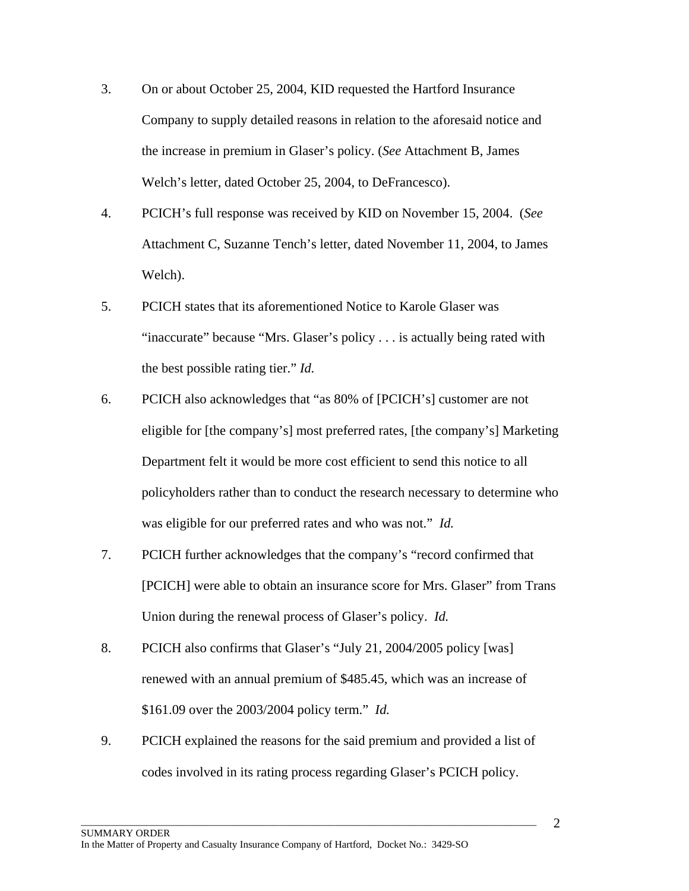3. On or about October 25, 2004, KID requested the Hartford Insurance Company to supply detailed reasons in relation to the aforesaid notice and the increase in premium in Glaser's policy. (*See* Attachment B, James Welch's letter, dated October 25, 2004, to DeFrancesco).

4. PCICH's full response was received by KID on November 15, 2004. (*See* Attachment C, Suzanne Tench's letter, dated November 11, 2004, to James Welch).

5. PCICH states that its aforementioned Notice to Karole Glaser was "inaccurate" because "Mrs. Glaser's policy . . . is actually being rated with the best possible rating tier." *Id.*

6. PCICH also acknowledges that "as 80% of [PCICH's] customer are not eligible for [the company's] most preferred rates, [the company's] Marketing Department felt it would be more cost efficient to send this notice to all policyholders rather than to conduct the research necessary to determine who was eligible for our preferred rates and who was not." *Id.*

7. PCICH further acknowledges that the company's "record confirmed that [PCICH] were able to obtain an insurance score for Mrs. Glaser" from Trans Union during the renewal process of Glaser's policy. *Id.*

8. PCICH also confirms that Glaser's "July 21, 2004/2005 policy [was] renewed with an annual premium of $485.45, which was an increase of $161.09 over the 2003/2004 policy term." *Id.*

9. PCICH explained the reasons for the said premium and provided a list of codes involved in its rating process regarding Glaser's PCICH policy.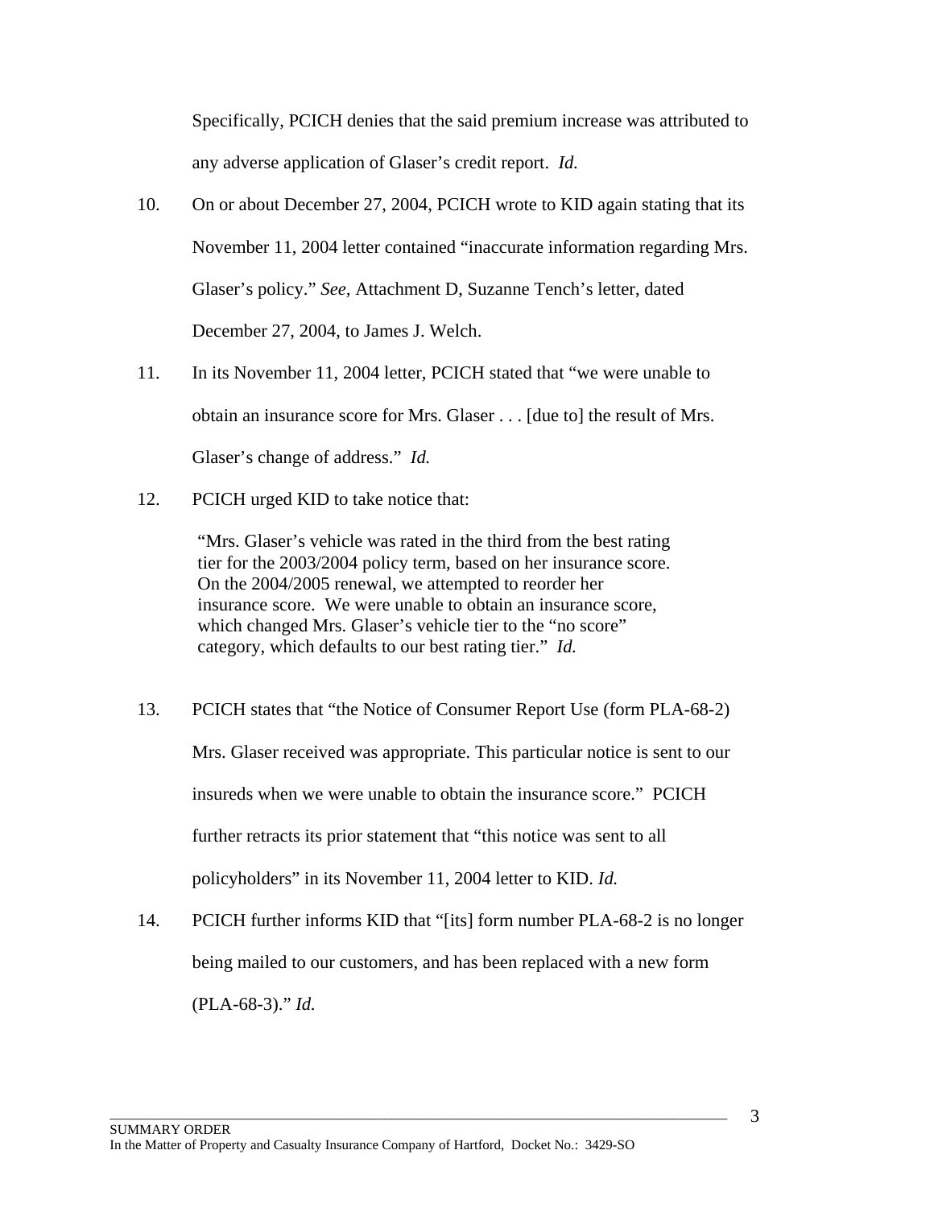Specifically, PCICH denies that the said premium increase was attributed to any adverse application of Glaser's credit report. *Id.*

10. On or about December 27, 2004, PCICH wrote to KID again stating that its November 11, 2004 letter contained "inaccurate information regarding Mrs. Glaser's policy." *See,* Attachment D, Suzanne Tench's letter, dated December 27, 2004, to James J. Welch.

11. In its November 11, 2004 letter, PCICH stated that "we were unable to obtain an insurance score for Mrs. Glaser . . . [due to] the result of Mrs. Glaser's change of address." *Id.*

12. PCICH urged KID to take notice that:

> "Mrs. Glaser's vehicle was rated in the third from the best rating tier for the 2003/2004 policy term, based on her insurance score. On the 2004/2005 renewal, we attempted to reorder her insurance score. We were unable to obtain an insurance score, which changed Mrs. Glaser's vehicle tier to the "no score" category, which defaults to our best rating tier." *Id.*

13. PCICH states that "the Notice of Consumer Report Use (form PLA-68-2) Mrs. Glaser received was appropriate. This particular notice is sent to our insureds when we were unable to obtain the insurance score." PCICH further retracts its prior statement that "this notice was sent to all policyholders" in its November 11, 2004 letter to KID. *Id.*

14. PCICH further informs KID that "[its] form number PLA-68-2 is no longer being mailed to our customers, and has been replaced with a new form (PLA-68-3)." *Id.*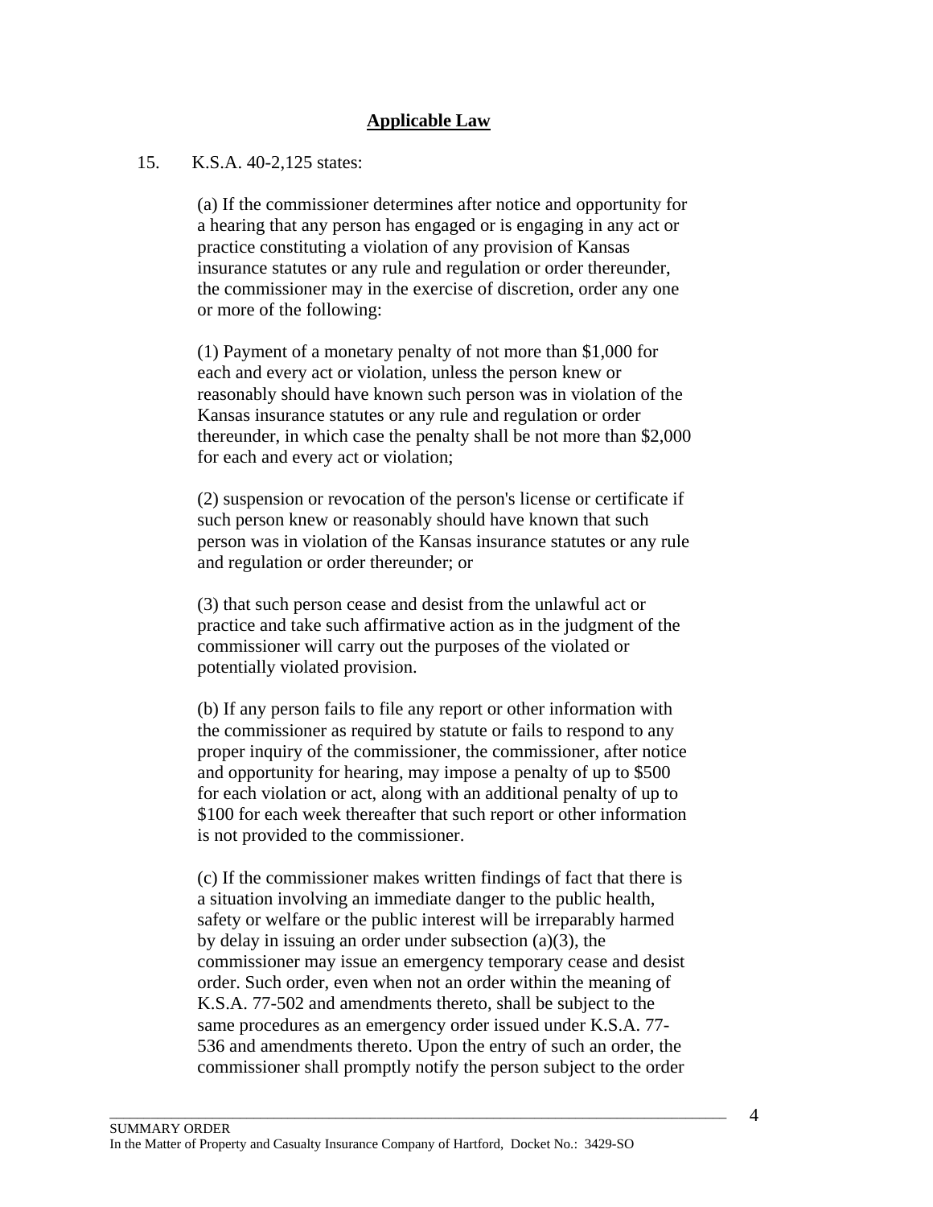## Applicable Law

15. K.S.A. 40-2,125 states:

> (a) If the commissioner determines after notice and opportunity for a hearing that any person has engaged or is engaging in any act or practice constituting a violation of any provision of Kansas insurance statutes or any rule and regulation or order thereunder, the commissioner may in the exercise of discretion, order any one or more of the following:
>
> (1) Payment of a monetary penalty of not more than $1,000 for each and every act or violation, unless the person knew or reasonably should have known such person was in violation of the Kansas insurance statutes or any rule and regulation or order thereunder, in which case the penalty shall be not more than $2,000 for each and every act or violation;
>
> (2) suspension or revocation of the person's license or certificate if such person knew or reasonably should have known that such person was in violation of the Kansas insurance statutes or any rule and regulation or order thereunder; or
>
> (3) that such person cease and desist from the unlawful act or practice and take such affirmative action as in the judgment of the commissioner will carry out the purposes of the violated or potentially violated provision.
>
> (b) If any person fails to file any report or other information with the commissioner as required by statute or fails to respond to any proper inquiry of the commissioner, the commissioner, after notice and opportunity for hearing, may impose a penalty of up to $500 for each violation or act, along with an additional penalty of up to $100 for each week thereafter that such report or other information is not provided to the commissioner.
>
> (c) If the commissioner makes written findings of fact that there is a situation involving an immediate danger to the public health, safety or welfare or the public interest will be irreparably harmed by delay in issuing an order under subsection (a)(3), the commissioner may issue an emergency temporary cease and desist order. Such order, even when not an order within the meaning of K.S.A. 77-502 and amendments thereto, shall be subject to the same procedures as an emergency order issued under K.S.A. 77-536 and amendments thereto. Upon the entry of such an order, the commissioner shall promptly notify the person subject to the order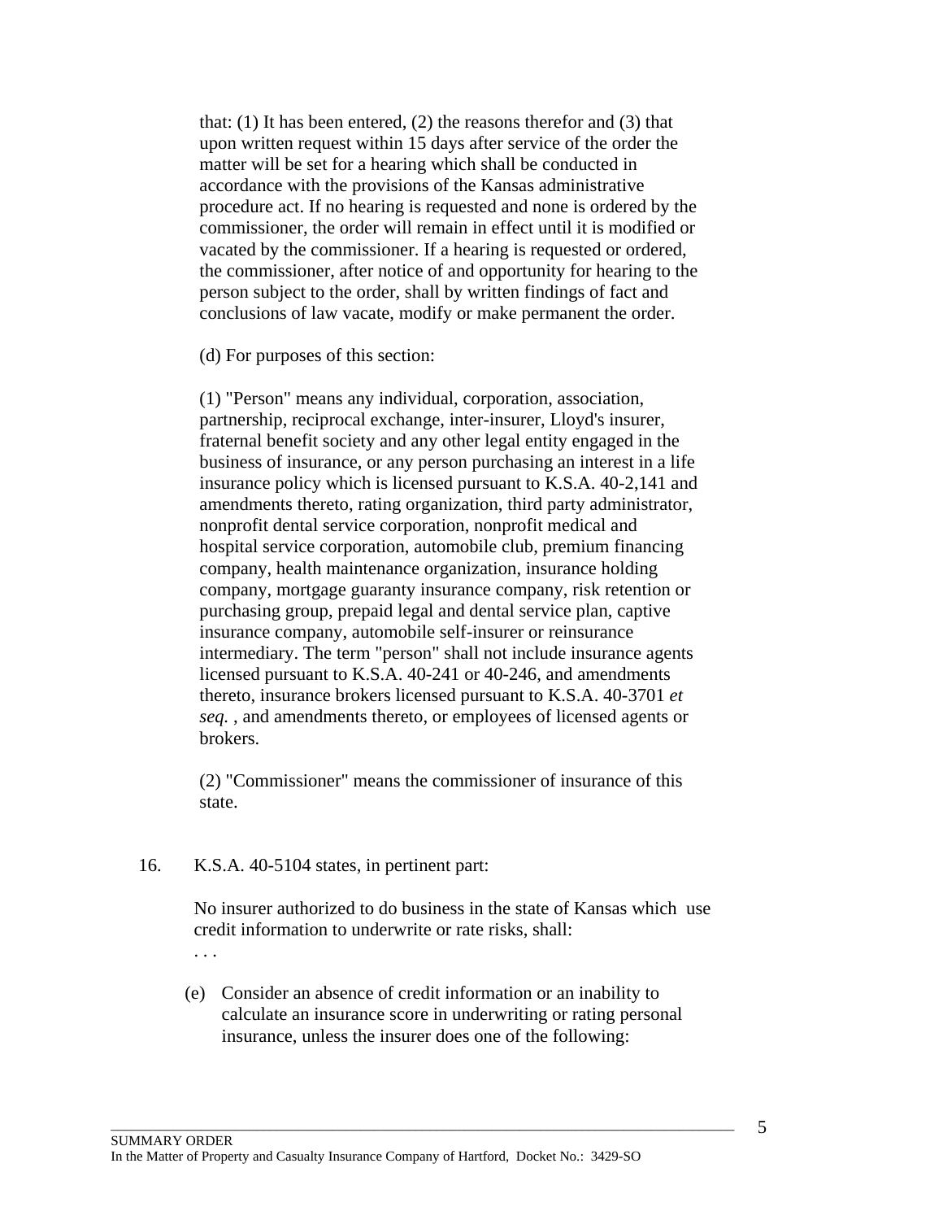that: (1) It has been entered, (2) the reasons therefor and (3) that upon written request within 15 days after service of the order the matter will be set for a hearing which shall be conducted in accordance with the provisions of the Kansas administrative procedure act. If no hearing is requested and none is ordered by the commissioner, the order will remain in effect until it is modified or vacated by the commissioner. If a hearing is requested or ordered, the commissioner, after notice of and opportunity for hearing to the person subject to the order, shall by written findings of fact and conclusions of law vacate, modify or make permanent the order.

(d) For purposes of this section:

(1) "Person" means any individual, corporation, association, partnership, reciprocal exchange, inter-insurer, Lloyd's insurer, fraternal benefit society and any other legal entity engaged in the business of insurance, or any person purchasing an interest in a life insurance policy which is licensed pursuant to K.S.A. 40-2,141 and amendments thereto, rating organization, third party administrator, nonprofit dental service corporation, nonprofit medical and hospital service corporation, automobile club, premium financing company, health maintenance organization, insurance holding company, mortgage guaranty insurance company, risk retention or purchasing group, prepaid legal and dental service plan, captive insurance company, automobile self-insurer or reinsurance intermediary. The term "person" shall not include insurance agents licensed pursuant to K.S.A. 40-241 or 40-246, and amendments thereto, insurance brokers licensed pursuant to K.S.A. 40-3701 *et seq.* , and amendments thereto, or employees of licensed agents or brokers.

(2) "Commissioner" means the commissioner of insurance of this state.

16. K.S.A. 40-5104 states, in pertinent part:

No insurer authorized to do business in the state of Kansas which use credit information to underwrite or rate risks, shall:

. . .

(e) Consider an absence of credit information or an inability to calculate an insurance score in underwriting or rating personal insurance, unless the insurer does one of the following: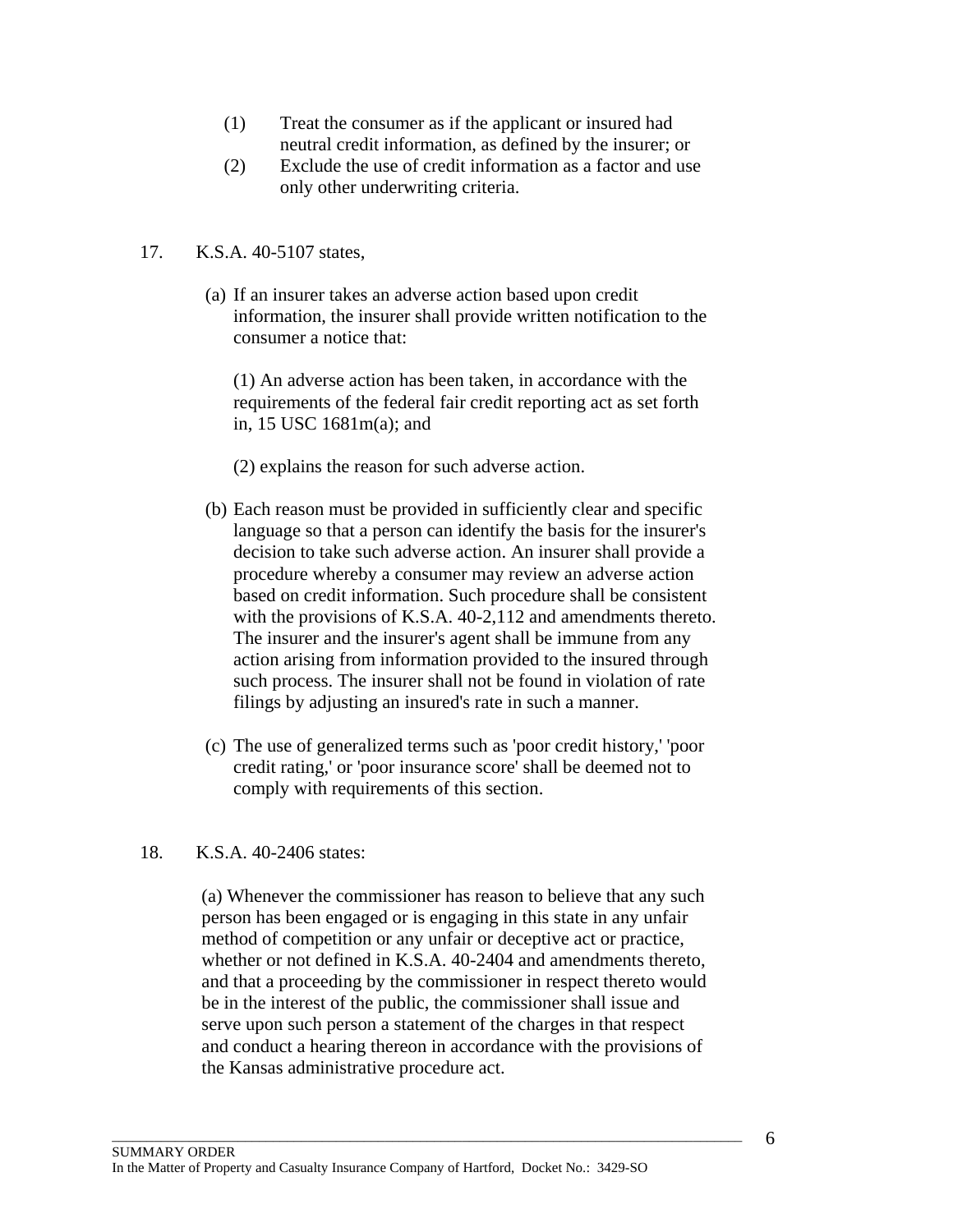(1) Treat the consumer as if the applicant or insured had neutral credit information, as defined by the insurer; or

(2) Exclude the use of credit information as a factor and use only other underwriting criteria.

17. K.S.A. 40-5107 states,

> (a) If an insurer takes an adverse action based upon credit information, the insurer shall provide written notification to the consumer a notice that:
>
> (1) An adverse action has been taken, in accordance with the requirements of the federal fair credit reporting act as set forth in, 15 USC 1681m(a); and
>
> (2) explains the reason for such adverse action.
>
> (b) Each reason must be provided in sufficiently clear and specific language so that a person can identify the basis for the insurer's decision to take such adverse action. An insurer shall provide a procedure whereby a consumer may review an adverse action based on credit information. Such procedure shall be consistent with the provisions of K.S.A. 40-2,112 and amendments thereto. The insurer and the insurer's agent shall be immune from any action arising from information provided to the insured through such process. The insurer shall not be found in violation of rate filings by adjusting an insured's rate in such a manner.
>
> (c) The use of generalized terms such as 'poor credit history,' 'poor credit rating,' or 'poor insurance score' shall be deemed not to comply with requirements of this section.

18. K.S.A. 40-2406 states:

> (a) Whenever the commissioner has reason to believe that any such person has been engaged or is engaging in this state in any unfair method of competition or any unfair or deceptive act or practice, whether or not defined in K.S.A. 40-2404 and amendments thereto, and that a proceeding by the commissioner in respect thereto would be in the interest of the public, the commissioner shall issue and serve upon such person a statement of the charges in that respect and conduct a hearing thereon in accordance with the provisions of the Kansas administrative procedure act.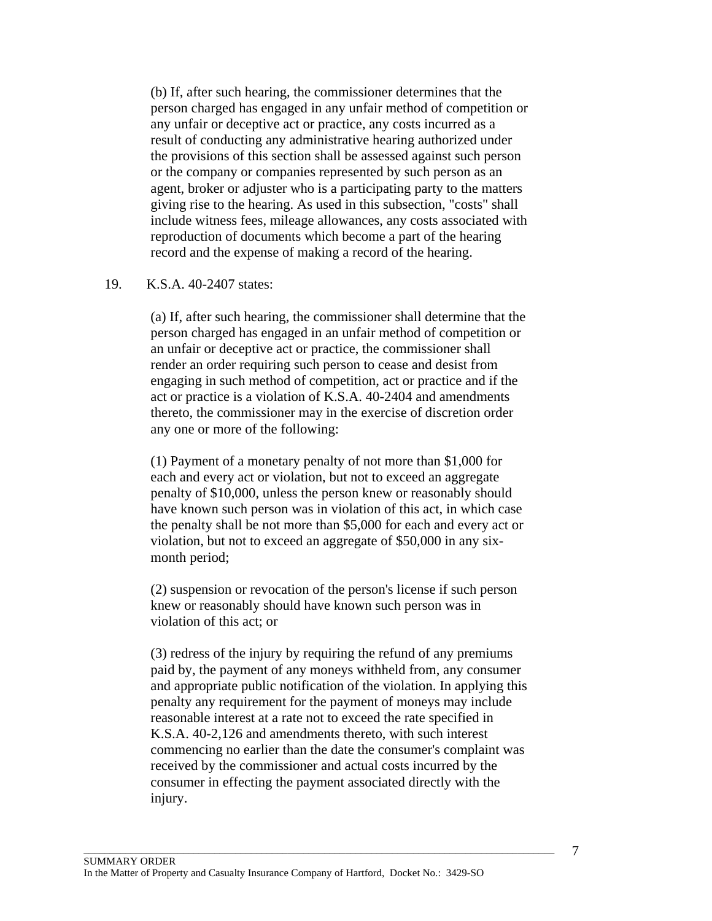(b) If, after such hearing, the commissioner determines that the person charged has engaged in any unfair method of competition or any unfair or deceptive act or practice, any costs incurred as a result of conducting any administrative hearing authorized under the provisions of this section shall be assessed against such person or the company or companies represented by such person as an agent, broker or adjuster who is a participating party to the matters giving rise to the hearing. As used in this subsection, "costs" shall include witness fees, mileage allowances, any costs associated with reproduction of documents which become a part of the hearing record and the expense of making a record of the hearing.

19. K.S.A. 40-2407 states:

(a) If, after such hearing, the commissioner shall determine that the person charged has engaged in an unfair method of competition or an unfair or deceptive act or practice, the commissioner shall render an order requiring such person to cease and desist from engaging in such method of competition, act or practice and if the act or practice is a violation of K.S.A. 40-2404 and amendments thereto, the commissioner may in the exercise of discretion order any one or more of the following:

(1) Payment of a monetary penalty of not more than $1,000 for each and every act or violation, but not to exceed an aggregate penalty of $10,000, unless the person knew or reasonably should have known such person was in violation of this act, in which case the penalty shall be not more than $5,000 for each and every act or violation, but not to exceed an aggregate of $50,000 in any six-month period;

(2) suspension or revocation of the person's license if such person knew or reasonably should have known such person was in violation of this act; or

(3) redress of the injury by requiring the refund of any premiums paid by, the payment of any moneys withheld from, any consumer and appropriate public notification of the violation. In applying this penalty any requirement for the payment of moneys may include reasonable interest at a rate not to exceed the rate specified in K.S.A. 40-2,126 and amendments thereto, with such interest commencing no earlier than the date the consumer's complaint was received by the commissioner and actual costs incurred by the consumer in effecting the payment associated directly with the injury.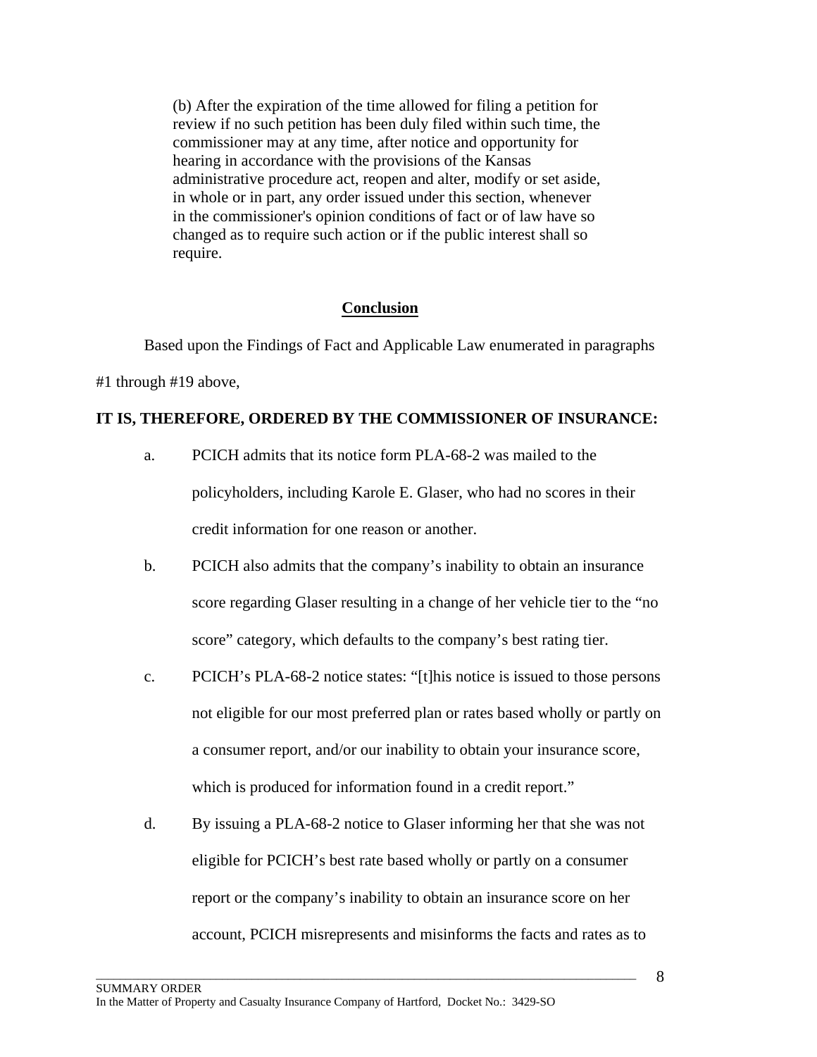(b) After the expiration of the time allowed for filing a petition for review if no such petition has been duly filed within such time, the commissioner may at any time, after notice and opportunity for hearing in accordance with the provisions of the Kansas administrative procedure act, reopen and alter, modify or set aside, in whole or in part, any order issued under this section, whenever in the commissioner's opinion conditions of fact or of law have so changed as to require such action or if the public interest shall so require.

## Conclusion

Based upon the Findings of Fact and Applicable Law enumerated in paragraphs #1 through #19 above,

**IT IS, THEREFORE, ORDERED BY THE COMMISSIONER OF INSURANCE:**

a. PCICH admits that its notice form PLA-68-2 was mailed to the policyholders, including Karole E. Glaser, who had no scores in their credit information for one reason or another.

b. PCICH also admits that the company's inability to obtain an insurance score regarding Glaser resulting in a change of her vehicle tier to the "no score" category, which defaults to the company's best rating tier.

c. PCICH's PLA-68-2 notice states: "[t]his notice is issued to those persons not eligible for our most preferred plan or rates based wholly or partly on a consumer report, and/or our inability to obtain your insurance score, which is produced for information found in a credit report."

d. By issuing a PLA-68-2 notice to Glaser informing her that she was not eligible for PCICH's best rate based wholly or partly on a consumer report or the company's inability to obtain an insurance score on her account, PCICH misrepresents and misinforms the facts and rates as to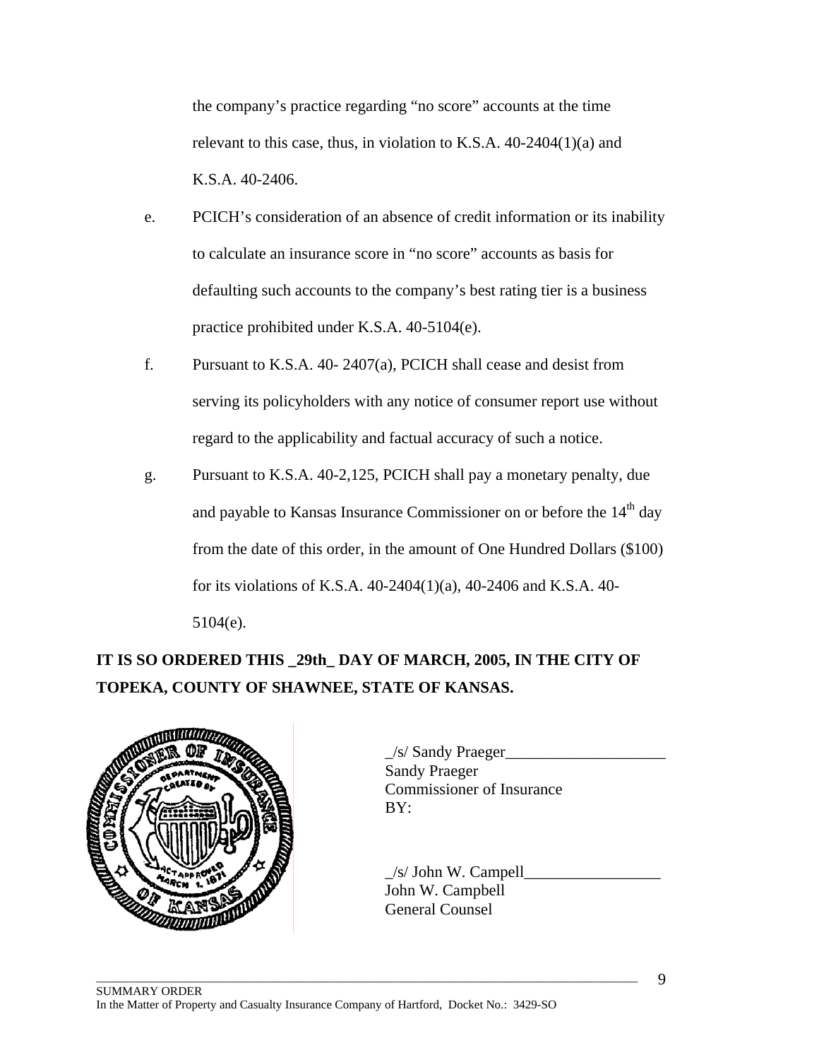the company's practice regarding "no score" accounts at the time relevant to this case, thus, in violation to K.S.A. 40-2404(1)(a) and K.S.A. 40-2406.

e. PCICH's consideration of an absence of credit information or its inability to calculate an insurance score in "no score" accounts as basis for defaulting such accounts to the company's best rating tier is a business practice prohibited under K.S.A. 40-5104(e).

f. Pursuant to K.S.A. 40- 2407(a), PCICH shall cease and desist from serving its policyholders with any notice of consumer report use without regard to the applicability and factual accuracy of such a notice.

g. Pursuant to K.S.A. 40-2,125, PCICH shall pay a monetary penalty, due and payable to Kansas Insurance Commissioner on or before the 14th day from the date of this order, in the amount of One Hundred Dollars ($100) for its violations of K.S.A. 40-2404(1)(a), 40-2406 and K.S.A. 40-5104(e).

**IT IS SO ORDERED THIS _29th_ DAY OF MARCH, 2005, IN THE CITY OF TOPEKA, COUNTY OF SHAWNEE, STATE OF KANSAS.**

_/s/ Sandy Praeger____________________
Sandy Praeger
Commissioner of Insurance
BY:

_/s/ John W. Campell_________________
John W. Campbell
General Counsel

SUMMARY ORDER
In the Matter of Property and Casualty Insurance Company of Hartford, Docket No.: 3429-SO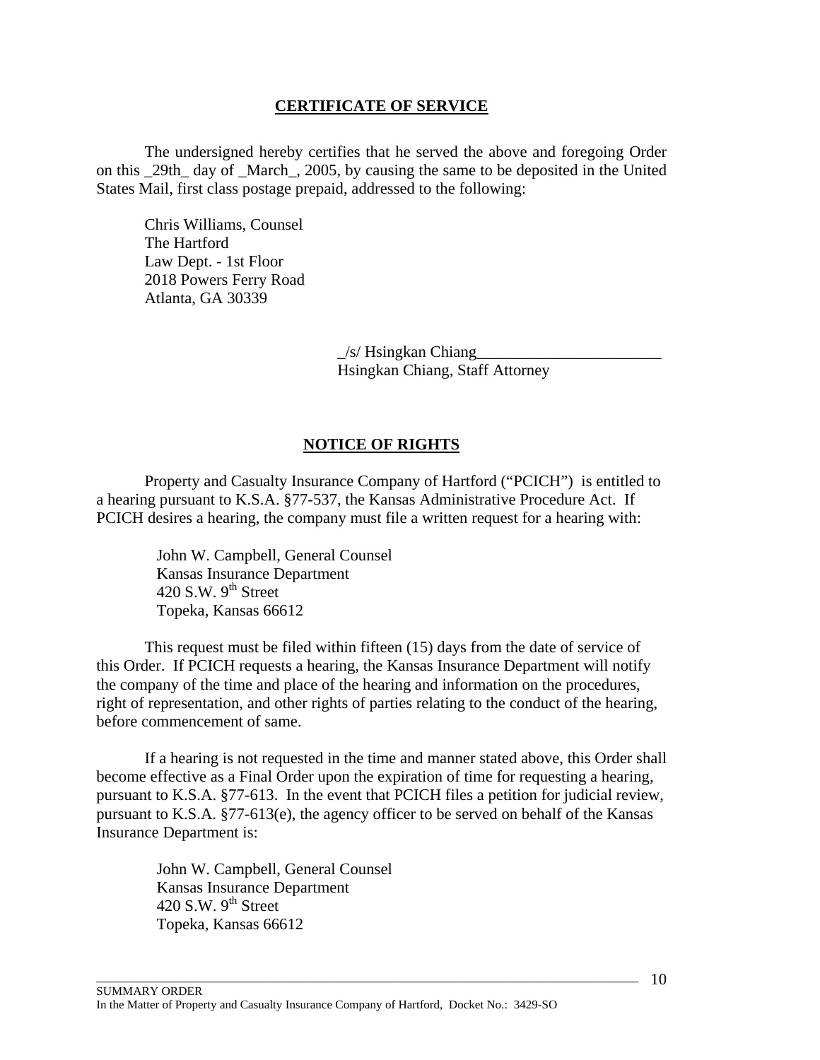**CERTIFICATE OF SERVICE**

The undersigned hereby certifies that he served the above and foregoing Order on this _29th_ day of _March_, 2005, by causing the same to be deposited in the United States Mail, first class postage prepaid, addressed to the following:

Chris Williams, Counsel
The Hartford
Law Dept. - 1st Floor
2018 Powers Ferry Road
Atlanta, GA 30339

_/s/ Hsingkan Chiang________________________
Hsingkan Chiang, Staff Attorney

**NOTICE OF RIGHTS**

Property and Casualty Insurance Company of Hartford ("PCICH") is entitled to a hearing pursuant to K.S.A. §77-537, the Kansas Administrative Procedure Act. If PCICH desires a hearing, the company must file a written request for a hearing with:

John W. Campbell, General Counsel
Kansas Insurance Department
420 S.W. 9th Street
Topeka, Kansas 66612

This request must be filed within fifteen (15) days from the date of service of this Order. If PCICH requests a hearing, the Kansas Insurance Department will notify the company of the time and place of the hearing and information on the procedures, right of representation, and other rights of parties relating to the conduct of the hearing, before commencement of same.

If a hearing is not requested in the time and manner stated above, this Order shall become effective as a Final Order upon the expiration of time for requesting a hearing, pursuant to K.S.A. §77-613. In the event that PCICH files a petition for judicial review, pursuant to K.S.A. §77-613(e), the agency officer to be served on behalf of the Kansas Insurance Department is:

John W. Campbell, General Counsel
Kansas Insurance Department
420 S.W. 9th Street
Topeka, Kansas 66612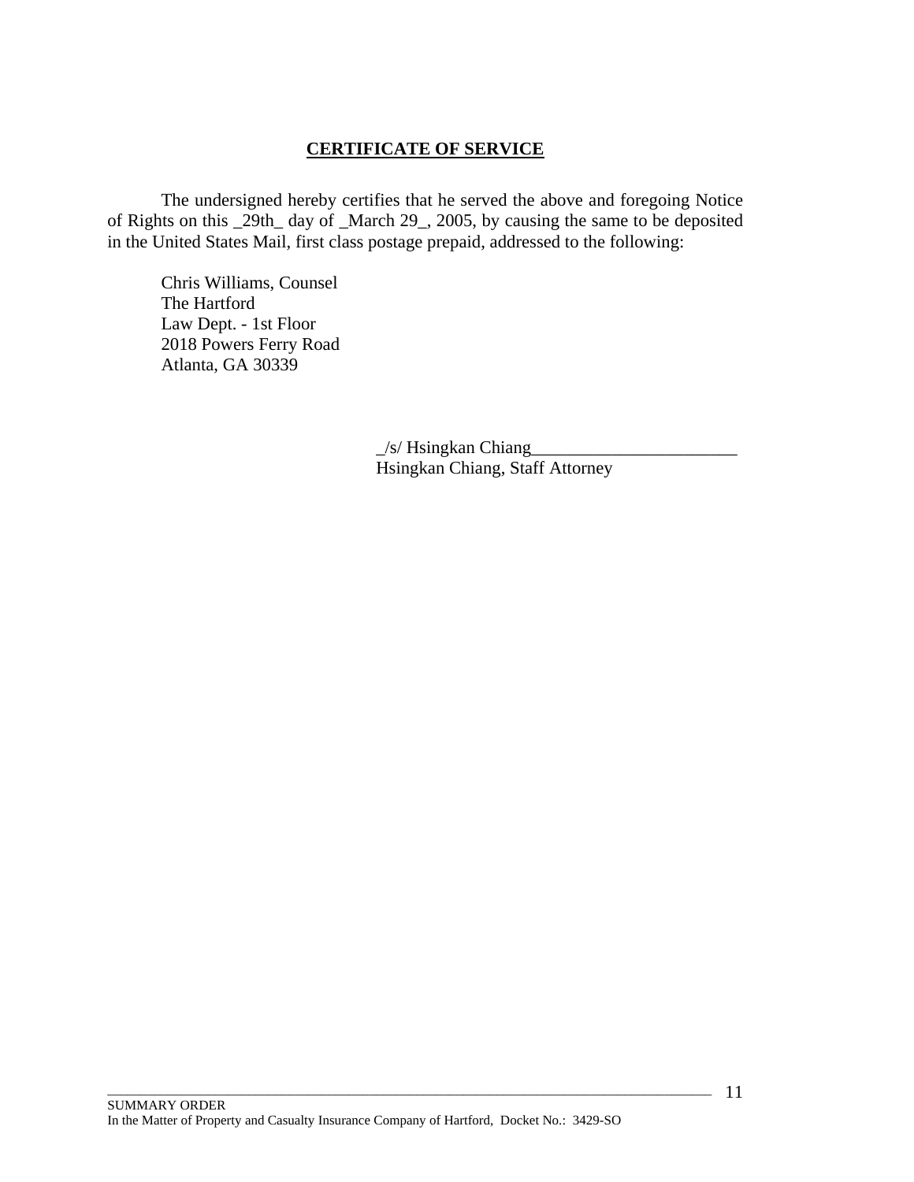**CERTIFICATE OF SERVICE**

The undersigned hereby certifies that he served the above and foregoing Notice of Rights on this _29th_ day of _March 29_, 2005, by causing the same to be deposited in the United States Mail, first class postage prepaid, addressed to the following:

Chris Williams, Counsel
The Hartford
Law Dept. - 1st Floor
2018 Powers Ferry Road
Atlanta, GA 30339

_/s/ Hsingkan Chiang________________________
Hsingkan Chiang, Staff Attorney